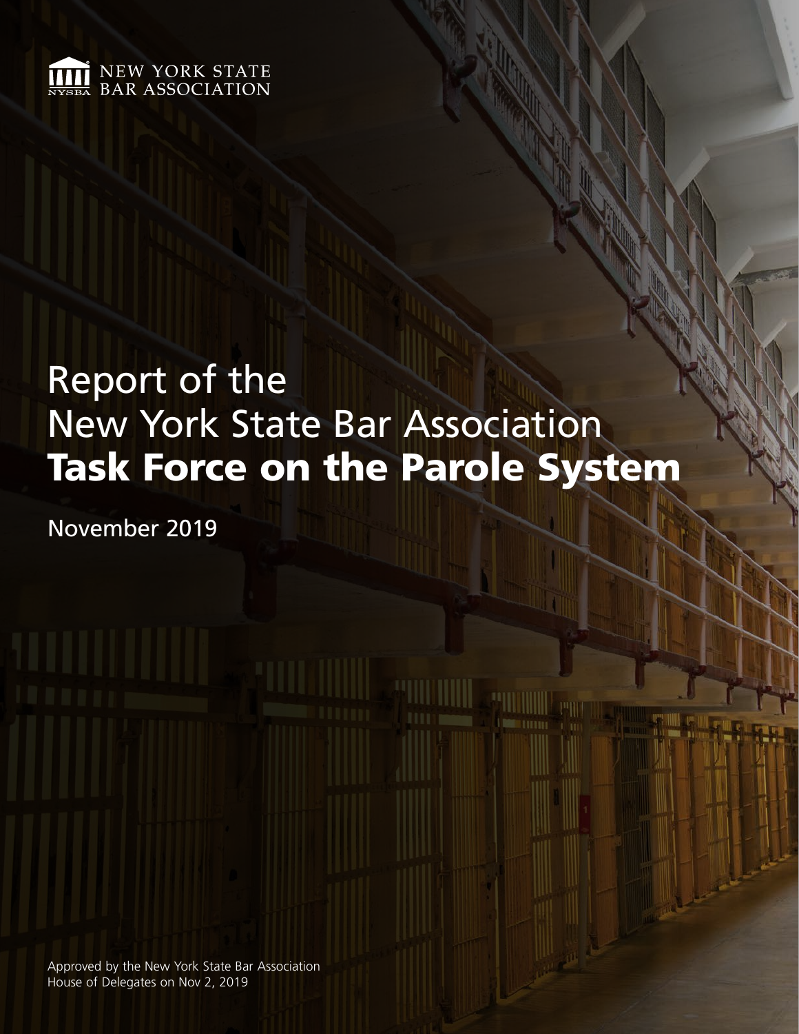NEW YORK STATE BAR ASSOCIATION

# Report of the New York State Bar Association **Task Force on the Parole System**

November 2019

Approved by the New York State Bar Association House of Delegates on Nov 2, 2019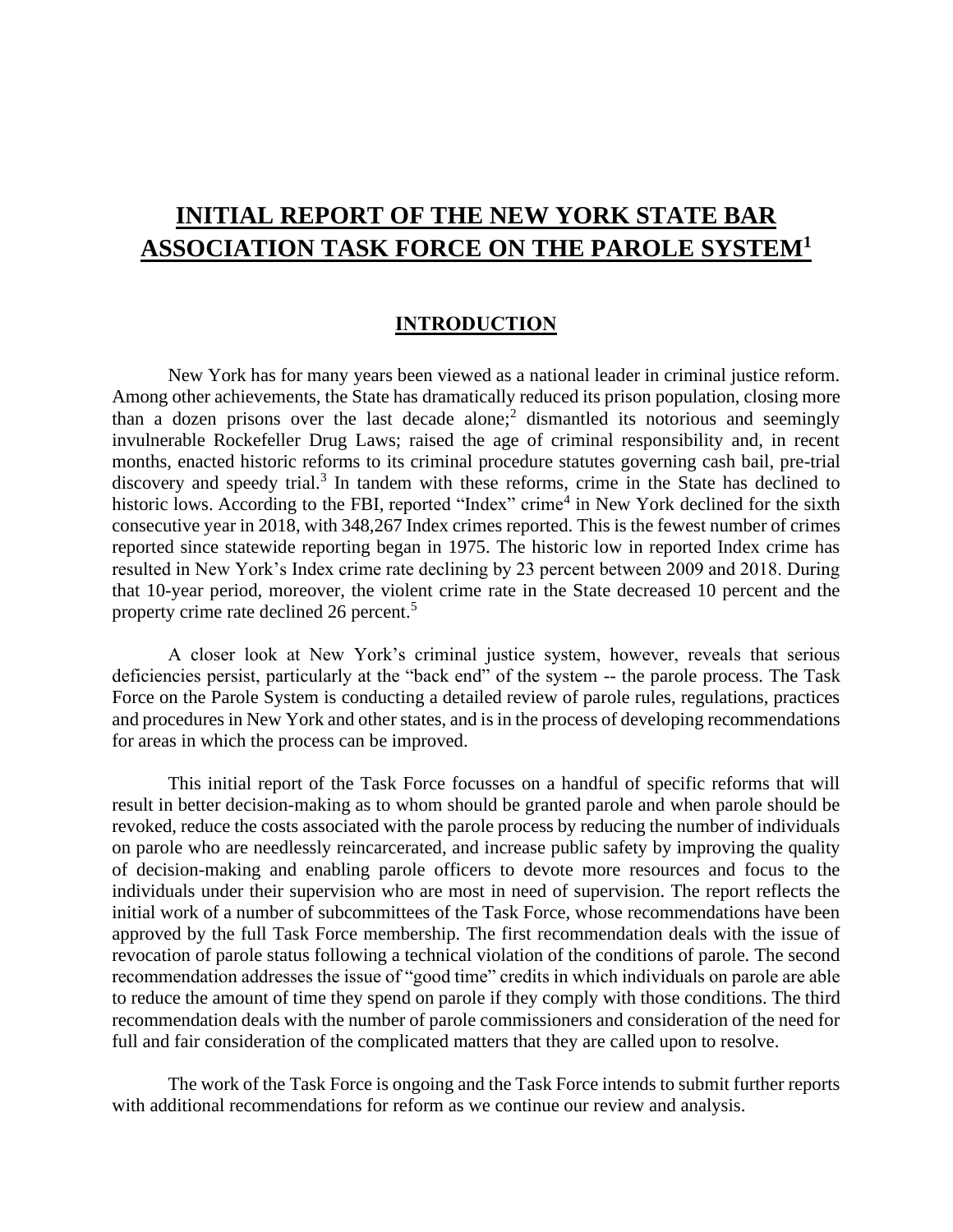# INITIAL REPORT OF THE NEW YORK STATE BAR ASSOCIATION TASK FORCE ON THE PAROLE SYSTEM[1]

## INTRODUCTION

New York has for many years been viewed as a national leader in criminal justice reform. Among other achievements, the State has dramatically reduced its prison population, closing more than a dozen prisons over the last decade alone;[2] dismantled its notorious and seemingly invulnerable Rockefeller Drug Laws; raised the age of criminal responsibility and, in recent months, enacted historic reforms to its criminal procedure statutes governing cash bail, pre-trial discovery and speedy trial.[3] In tandem with these reforms, crime in the State has declined to historic lows. According to the FBI, reported "Index" crime[4] in New York declined for the sixth consecutive year in 2018, with 348,267 Index crimes reported. This is the fewest number of crimes reported since statewide reporting began in 1975. The historic low in reported Index crime has resulted in New York's Index crime rate declining by 23 percent between 2009 and 2018. During that 10-year period, moreover, the violent crime rate in the State decreased 10 percent and the property crime rate declined 26 percent.[5]

A closer look at New York's criminal justice system, however, reveals that serious deficiencies persist, particularly at the "back end" of the system -- the parole process. The Task Force on the Parole System is conducting a detailed review of parole rules, regulations, practices and procedures in New York and other states, and is in the process of developing recommendations for areas in which the process can be improved.

This initial report of the Task Force focusses on a handful of specific reforms that will result in better decision-making as to whom should be granted parole and when parole should be revoked, reduce the costs associated with the parole process by reducing the number of individuals on parole who are needlessly reincarcerated, and increase public safety by improving the quality of decision-making and enabling parole officers to devote more resources and focus to the individuals under their supervision who are most in need of supervision. The report reflects the initial work of a number of subcommittees of the Task Force, whose recommendations have been approved by the full Task Force membership. The first recommendation deals with the issue of revocation of parole status following a technical violation of the conditions of parole. The second recommendation addresses the issue of "good time" credits in which individuals on parole are able to reduce the amount of time they spend on parole if they comply with those conditions. The third recommendation deals with the number of parole commissioners and consideration of the need for full and fair consideration of the complicated matters that they are called upon to resolve.

The work of the Task Force is ongoing and the Task Force intends to submit further reports with additional recommendations for reform as we continue our review and analysis.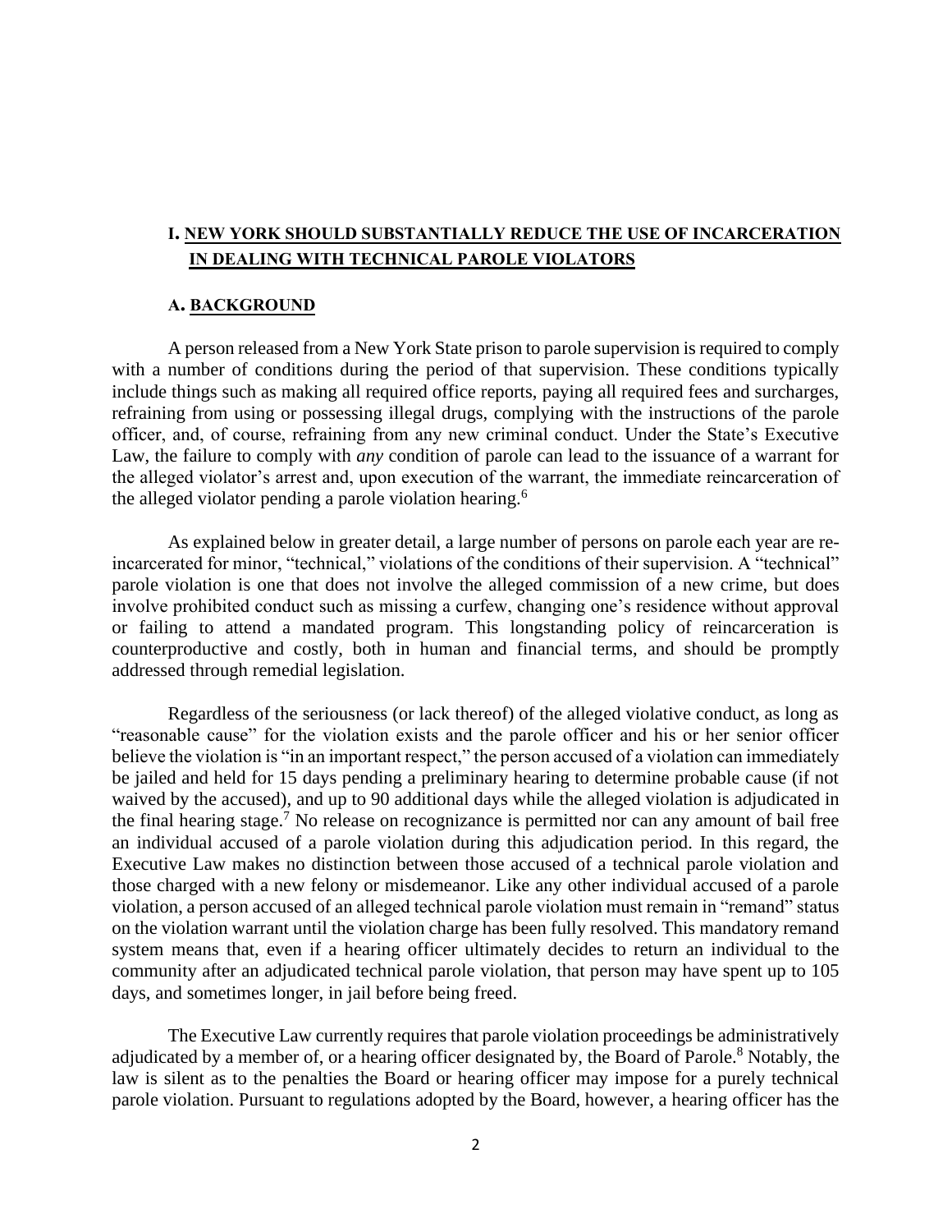## I. NEW YORK SHOULD SUBSTANTIALLY REDUCE THE USE OF INCARCERATION IN DEALING WITH TECHNICAL PAROLE VIOLATORS

### A. BACKGROUND

A person released from a New York State prison to parole supervision is required to comply with a number of conditions during the period of that supervision. These conditions typically include things such as making all required office reports, paying all required fees and surcharges, refraining from using or possessing illegal drugs, complying with the instructions of the parole officer, and, of course, refraining from any new criminal conduct. Under the State's Executive Law, the failure to comply with *any* condition of parole can lead to the issuance of a warrant for the alleged violator's arrest and, upon execution of the warrant, the immediate reincarceration of the alleged violator pending a parole violation hearing.[6]

As explained below in greater detail, a large number of persons on parole each year are re-incarcerated for minor, "technical," violations of the conditions of their supervision. A "technical" parole violation is one that does not involve the alleged commission of a new crime, but does involve prohibited conduct such as missing a curfew, changing one's residence without approval or failing to attend a mandated program. This longstanding policy of reincarceration is counterproductive and costly, both in human and financial terms, and should be promptly addressed through remedial legislation.

Regardless of the seriousness (or lack thereof) of the alleged violative conduct, as long as "reasonable cause" for the violation exists and the parole officer and his or her senior officer believe the violation is "in an important respect," the person accused of a violation can immediately be jailed and held for 15 days pending a preliminary hearing to determine probable cause (if not waived by the accused), and up to 90 additional days while the alleged violation is adjudicated in the final hearing stage.[7] No release on recognizance is permitted nor can any amount of bail free an individual accused of a parole violation during this adjudication period. In this regard, the Executive Law makes no distinction between those accused of a technical parole violation and those charged with a new felony or misdemeanor. Like any other individual accused of a parole violation, a person accused of an alleged technical parole violation must remain in "remand" status on the violation warrant until the violation charge has been fully resolved. This mandatory remand system means that, even if a hearing officer ultimately decides to return an individual to the community after an adjudicated technical parole violation, that person may have spent up to 105 days, and sometimes longer, in jail before being freed.

The Executive Law currently requires that parole violation proceedings be administratively adjudicated by a member of, or a hearing officer designated by, the Board of Parole.[8] Notably, the law is silent as to the penalties the Board or hearing officer may impose for a purely technical parole violation. Pursuant to regulations adopted by the Board, however, a hearing officer has the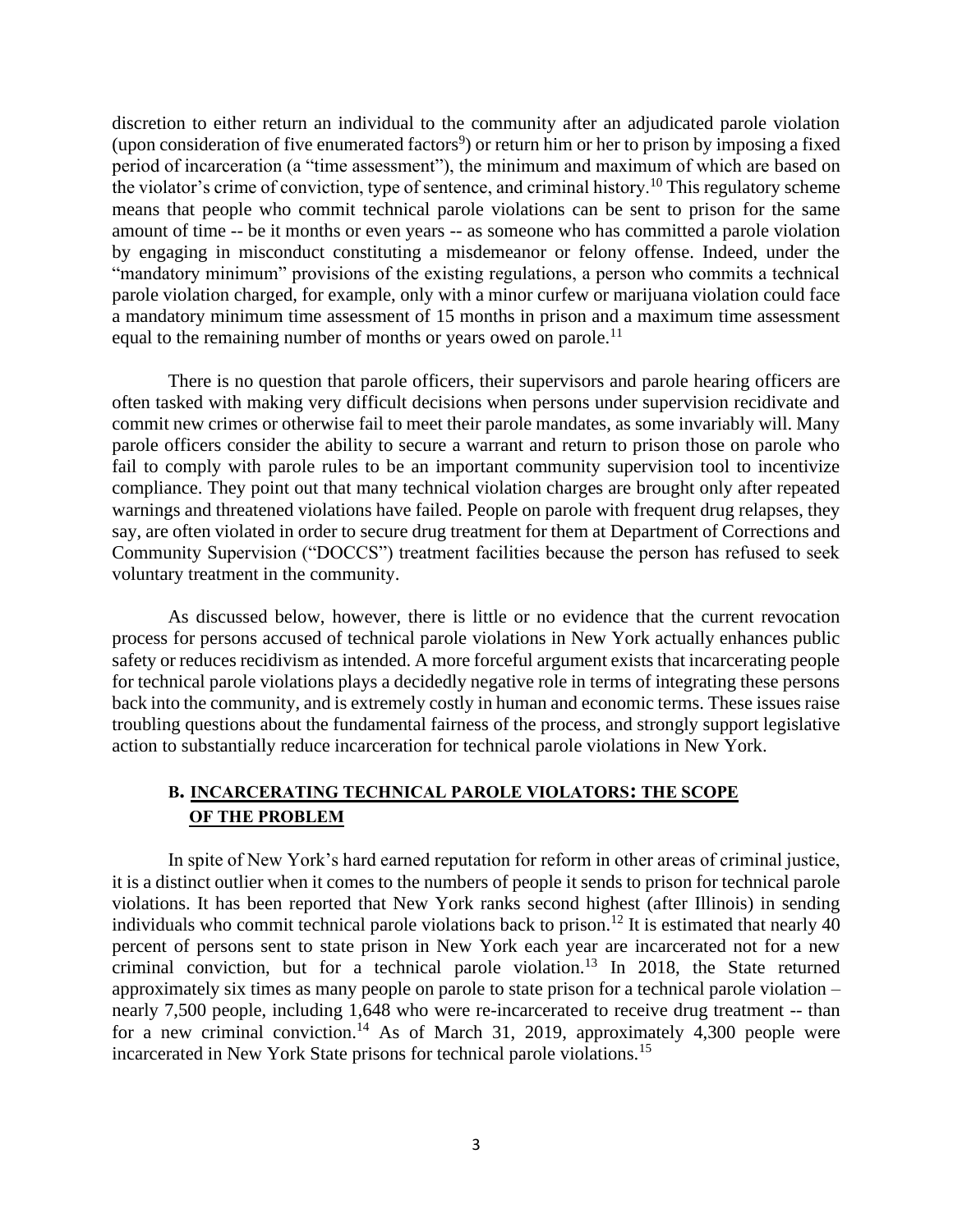discretion to either return an individual to the community after an adjudicated parole violation (upon consideration of five enumerated factors[9]) or return him or her to prison by imposing a fixed period of incarceration (a "time assessment"), the minimum and maximum of which are based on the violator's crime of conviction, type of sentence, and criminal history.[10] This regulatory scheme means that people who commit technical parole violations can be sent to prison for the same amount of time -- be it months or even years -- as someone who has committed a parole violation by engaging in misconduct constituting a misdemeanor or felony offense. Indeed, under the "mandatory minimum" provisions of the existing regulations, a person who commits a technical parole violation charged, for example, only with a minor curfew or marijuana violation could face a mandatory minimum time assessment of 15 months in prison and a maximum time assessment equal to the remaining number of months or years owed on parole.[11]

There is no question that parole officers, their supervisors and parole hearing officers are often tasked with making very difficult decisions when persons under supervision recidivate and commit new crimes or otherwise fail to meet their parole mandates, as some invariably will. Many parole officers consider the ability to secure a warrant and return to prison those on parole who fail to comply with parole rules to be an important community supervision tool to incentivize compliance. They point out that many technical violation charges are brought only after repeated warnings and threatened violations have failed. People on parole with frequent drug relapses, they say, are often violated in order to secure drug treatment for them at Department of Corrections and Community Supervision ("DOCCS") treatment facilities because the person has refused to seek voluntary treatment in the community.

As discussed below, however, there is little or no evidence that the current revocation process for persons accused of technical parole violations in New York actually enhances public safety or reduces recidivism as intended. A more forceful argument exists that incarcerating people for technical parole violations plays a decidedly negative role in terms of integrating these persons back into the community, and is extremely costly in human and economic terms. These issues raise troubling questions about the fundamental fairness of the process, and strongly support legislative action to substantially reduce incarceration for technical parole violations in New York.

## B. INCARCERATING TECHNICAL PAROLE VIOLATORS: THE SCOPE OF THE PROBLEM

In spite of New York's hard earned reputation for reform in other areas of criminal justice, it is a distinct outlier when it comes to the numbers of people it sends to prison for technical parole violations. It has been reported that New York ranks second highest (after Illinois) in sending individuals who commit technical parole violations back to prison.[12] It is estimated that nearly 40 percent of persons sent to state prison in New York each year are incarcerated not for a new criminal conviction, but for a technical parole violation.[13] In 2018, the State returned approximately six times as many people on parole to state prison for a technical parole violation – nearly 7,500 people, including 1,648 who were re-incarcerated to receive drug treatment -- than for a new criminal conviction.[14] As of March 31, 2019, approximately 4,300 people were incarcerated in New York State prisons for technical parole violations.[15]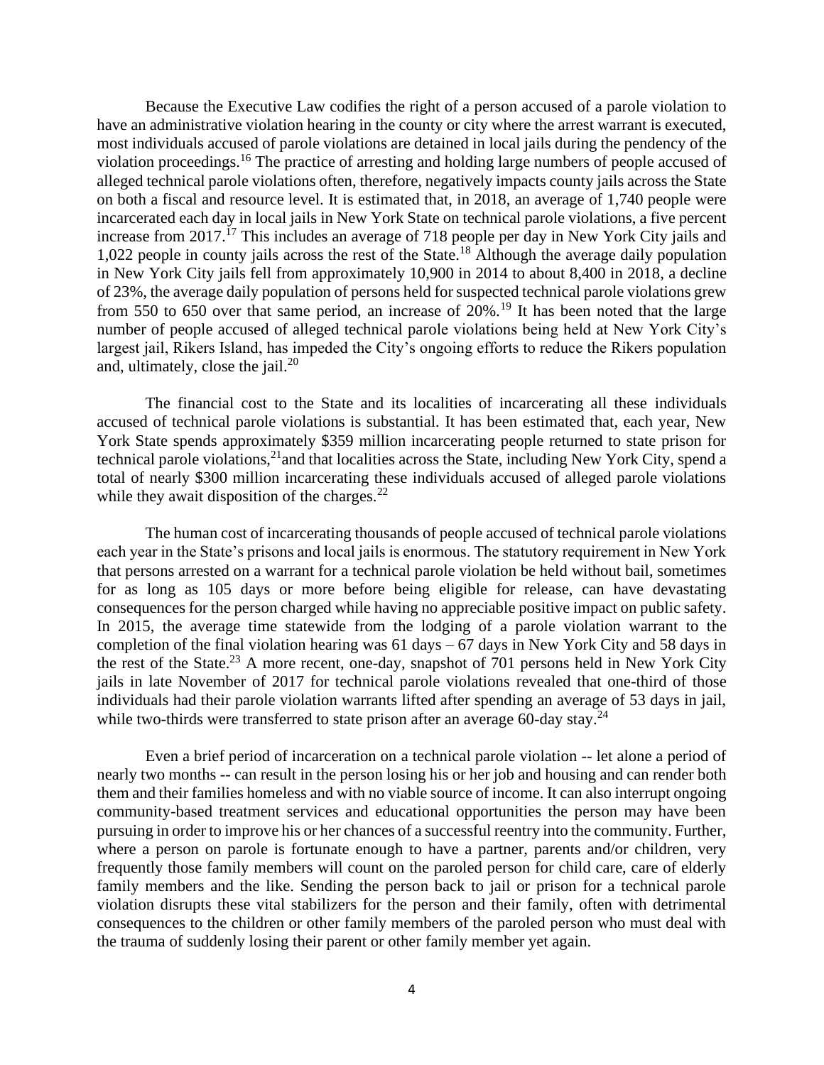Because the Executive Law codifies the right of a person accused of a parole violation to have an administrative violation hearing in the county or city where the arrest warrant is executed, most individuals accused of parole violations are detained in local jails during the pendency of the violation proceedings.[16] The practice of arresting and holding large numbers of people accused of alleged technical parole violations often, therefore, negatively impacts county jails across the State on both a fiscal and resource level. It is estimated that, in 2018, an average of 1,740 people were incarcerated each day in local jails in New York State on technical parole violations, a five percent increase from 2017.[17] This includes an average of 718 people per day in New York City jails and 1,022 people in county jails across the rest of the State.[18] Although the average daily population in New York City jails fell from approximately 10,900 in 2014 to about 8,400 in 2018, a decline of 23%, the average daily population of persons held for suspected technical parole violations grew from 550 to 650 over that same period, an increase of 20%.[19] It has been noted that the large number of people accused of alleged technical parole violations being held at New York City's largest jail, Rikers Island, has impeded the City's ongoing efforts to reduce the Rikers population and, ultimately, close the jail.[20]

The financial cost to the State and its localities of incarcerating all these individuals accused of technical parole violations is substantial. It has been estimated that, each year, New York State spends approximately $359 million incarcerating people returned to state prison for technical parole violations,[21]and that localities across the State, including New York City, spend a total of nearly $300 million incarcerating these individuals accused of alleged parole violations while they await disposition of the charges.[22]

The human cost of incarcerating thousands of people accused of technical parole violations each year in the State's prisons and local jails is enormous. The statutory requirement in New York that persons arrested on a warrant for a technical parole violation be held without bail, sometimes for as long as 105 days or more before being eligible for release, can have devastating consequences for the person charged while having no appreciable positive impact on public safety. In 2015, the average time statewide from the lodging of a parole violation warrant to the completion of the final violation hearing was 61 days – 67 days in New York City and 58 days in the rest of the State.[23] A more recent, one-day, snapshot of 701 persons held in New York City jails in late November of 2017 for technical parole violations revealed that one-third of those individuals had their parole violation warrants lifted after spending an average of 53 days in jail, while two-thirds were transferred to state prison after an average 60-day stay.[24]

Even a brief period of incarceration on a technical parole violation -- let alone a period of nearly two months -- can result in the person losing his or her job and housing and can render both them and their families homeless and with no viable source of income. It can also interrupt ongoing community-based treatment services and educational opportunities the person may have been pursuing in order to improve his or her chances of a successful reentry into the community. Further, where a person on parole is fortunate enough to have a partner, parents and/or children, very frequently those family members will count on the paroled person for child care, care of elderly family members and the like. Sending the person back to jail or prison for a technical parole violation disrupts these vital stabilizers for the person and their family, often with detrimental consequences to the children or other family members of the paroled person who must deal with the trauma of suddenly losing their parent or other family member yet again.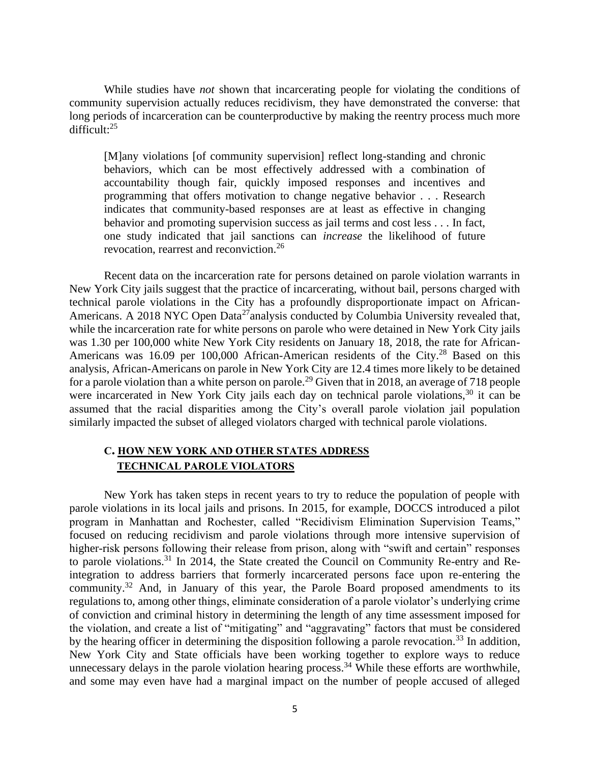While studies have *not* shown that incarcerating people for violating the conditions of community supervision actually reduces recidivism, they have demonstrated the converse: that long periods of incarceration can be counterproductive by making the reentry process much more difficult:[25]

> [M]any violations [of community supervision] reflect long-standing and chronic behaviors, which can be most effectively addressed with a combination of accountability though fair, quickly imposed responses and incentives and programming that offers motivation to change negative behavior . . . Research indicates that community-based responses are at least as effective in changing behavior and promoting supervision success as jail terms and cost less . . . In fact, one study indicated that jail sanctions can *increase* the likelihood of future revocation, rearrest and reconviction.[26]

Recent data on the incarceration rate for persons detained on parole violation warrants in New York City jails suggest that the practice of incarcerating, without bail, persons charged with technical parole violations in the City has a profoundly disproportionate impact on African-Americans. A 2018 NYC Open Data[27]analysis conducted by Columbia University revealed that, while the incarceration rate for white persons on parole who were detained in New York City jails was 1.30 per 100,000 white New York City residents on January 18, 2018, the rate for African-Americans was 16.09 per 100,000 African-American residents of the City.[28] Based on this analysis, African-Americans on parole in New York City are 12.4 times more likely to be detained for a parole violation than a white person on parole.[29] Given that in 2018, an average of 718 people were incarcerated in New York City jails each day on technical parole violations,[30] it can be assumed that the racial disparities among the City's overall parole violation jail population similarly impacted the subset of alleged violators charged with technical parole violations.

## C. HOW NEW YORK AND OTHER STATES ADDRESS TECHNICAL PAROLE VIOLATORS

New York has taken steps in recent years to try to reduce the population of people with parole violations in its local jails and prisons. In 2015, for example, DOCCS introduced a pilot program in Manhattan and Rochester, called "Recidivism Elimination Supervision Teams," focused on reducing recidivism and parole violations through more intensive supervision of higher-risk persons following their release from prison, along with "swift and certain" responses to parole violations.[31] In 2014, the State created the Council on Community Re-entry and Re-integration to address barriers that formerly incarcerated persons face upon re-entering the community.[32] And, in January of this year, the Parole Board proposed amendments to its regulations to, among other things, eliminate consideration of a parole violator's underlying crime of conviction and criminal history in determining the length of any time assessment imposed for the violation, and create a list of "mitigating" and "aggravating" factors that must be considered by the hearing officer in determining the disposition following a parole revocation.[33] In addition, New York City and State officials have been working together to explore ways to reduce unnecessary delays in the parole violation hearing process.[34] While these efforts are worthwhile, and some may even have had a marginal impact on the number of people accused of alleged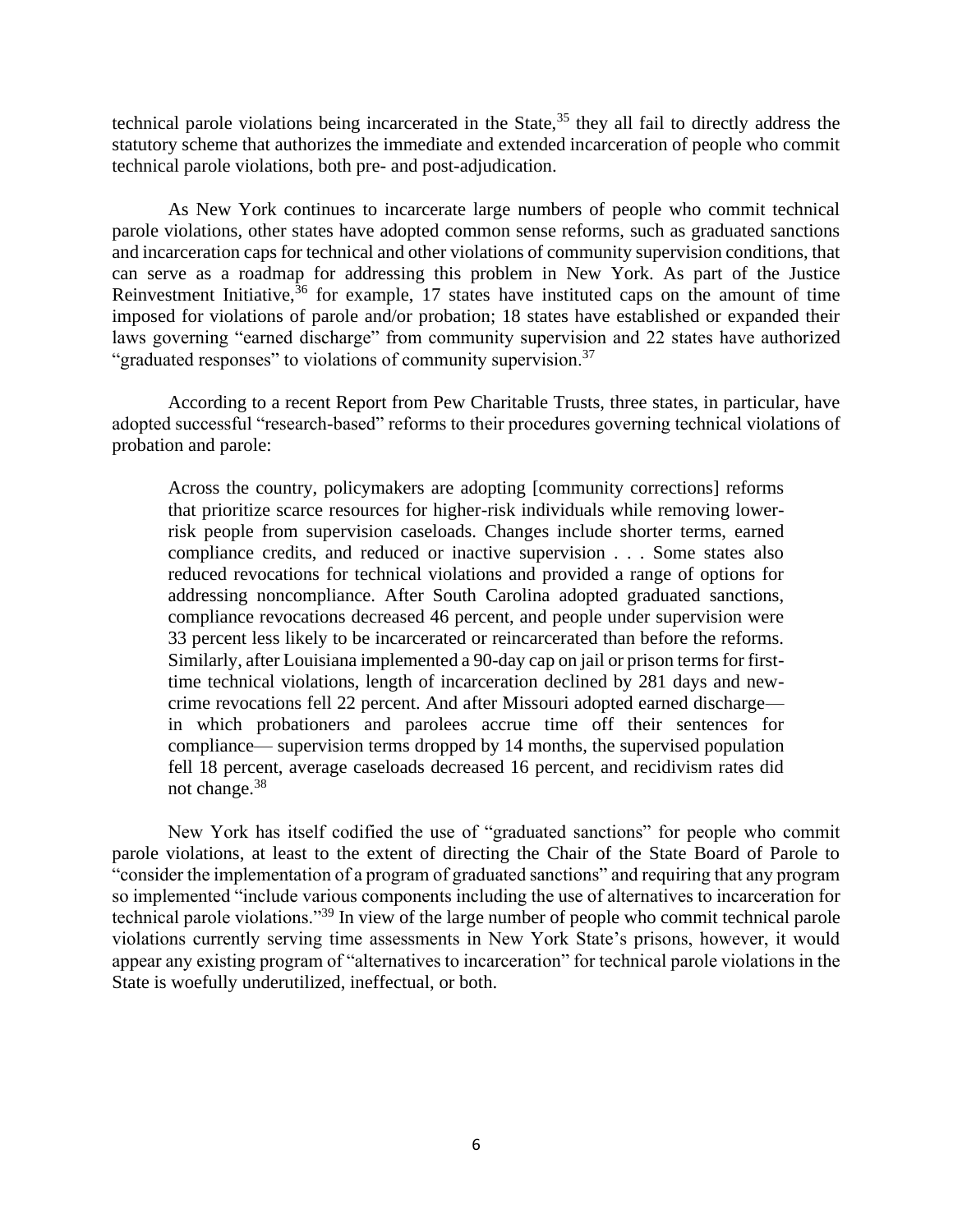technical parole violations being incarcerated in the State,[35] they all fail to directly address the statutory scheme that authorizes the immediate and extended incarceration of people who commit technical parole violations, both pre- and post-adjudication.

As New York continues to incarcerate large numbers of people who commit technical parole violations, other states have adopted common sense reforms, such as graduated sanctions and incarceration caps for technical and other violations of community supervision conditions, that can serve as a roadmap for addressing this problem in New York. As part of the Justice Reinvestment Initiative,[36] for example, 17 states have instituted caps on the amount of time imposed for violations of parole and/or probation; 18 states have established or expanded their laws governing "earned discharge" from community supervision and 22 states have authorized "graduated responses" to violations of community supervision.[37]

According to a recent Report from Pew Charitable Trusts, three states, in particular, have adopted successful "research-based" reforms to their procedures governing technical violations of probation and parole:

> Across the country, policymakers are adopting [community corrections] reforms that prioritize scarce resources for higher-risk individuals while removing lower-risk people from supervision caseloads. Changes include shorter terms, earned compliance credits, and reduced or inactive supervision . . . Some states also reduced revocations for technical violations and provided a range of options for addressing noncompliance. After South Carolina adopted graduated sanctions, compliance revocations decreased 46 percent, and people under supervision were 33 percent less likely to be incarcerated or reincarcerated than before the reforms. Similarly, after Louisiana implemented a 90-day cap on jail or prison terms for first-time technical violations, length of incarceration declined by 281 days and new-crime revocations fell 22 percent. And after Missouri adopted earned discharge— in which probationers and parolees accrue time off their sentences for compliance— supervision terms dropped by 14 months, the supervised population fell 18 percent, average caseloads decreased 16 percent, and recidivism rates did not change.[38]

New York has itself codified the use of "graduated sanctions" for people who commit parole violations, at least to the extent of directing the Chair of the State Board of Parole to "consider the implementation of a program of graduated sanctions" and requiring that any program so implemented "include various components including the use of alternatives to incarceration for technical parole violations."[39] In view of the large number of people who commit technical parole violations currently serving time assessments in New York State's prisons, however, it would appear any existing program of "alternatives to incarceration" for technical parole violations in the State is woefully underutilized, ineffectual, or both.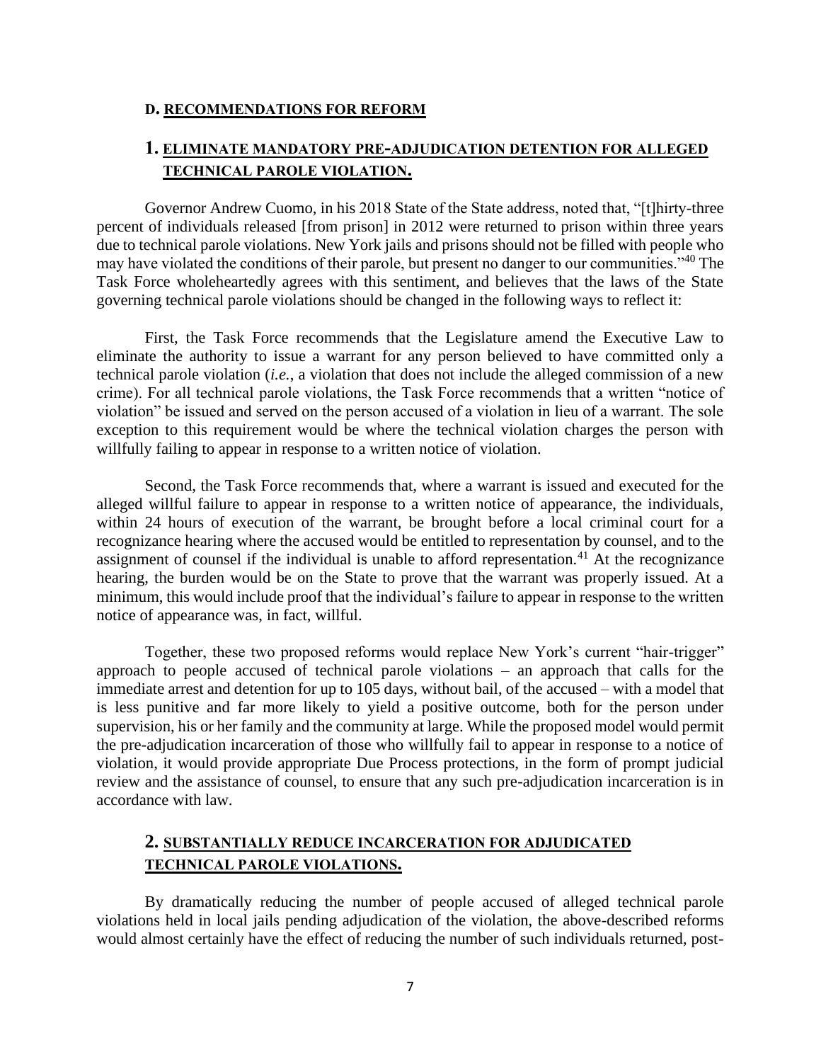#### D. RECOMMENDATIONS FOR REFORM

### 1. ELIMINATE MANDATORY PRE-ADJUDICATION DETENTION FOR ALLEGED TECHNICAL PAROLE VIOLATION.

Governor Andrew Cuomo, in his 2018 State of the State address, noted that, "[t]hirty-three percent of individuals released [from prison] in 2012 were returned to prison within three years due to technical parole violations. New York jails and prisons should not be filled with people who may have violated the conditions of their parole, but present no danger to our communities."[40] The Task Force wholeheartedly agrees with this sentiment, and believes that the laws of the State governing technical parole violations should be changed in the following ways to reflect it:

First, the Task Force recommends that the Legislature amend the Executive Law to eliminate the authority to issue a warrant for any person believed to have committed only a technical parole violation (*i.e.*, a violation that does not include the alleged commission of a new crime). For all technical parole violations, the Task Force recommends that a written "notice of violation" be issued and served on the person accused of a violation in lieu of a warrant. The sole exception to this requirement would be where the technical violation charges the person with willfully failing to appear in response to a written notice of violation.

Second, the Task Force recommends that, where a warrant is issued and executed for the alleged willful failure to appear in response to a written notice of appearance, the individuals, within 24 hours of execution of the warrant, be brought before a local criminal court for a recognizance hearing where the accused would be entitled to representation by counsel, and to the assignment of counsel if the individual is unable to afford representation.[41] At the recognizance hearing, the burden would be on the State to prove that the warrant was properly issued. At a minimum, this would include proof that the individual's failure to appear in response to the written notice of appearance was, in fact, willful.

Together, these two proposed reforms would replace New York's current "hair-trigger" approach to people accused of technical parole violations – an approach that calls for the immediate arrest and detention for up to 105 days, without bail, of the accused – with a model that is less punitive and far more likely to yield a positive outcome, both for the person under supervision, his or her family and the community at large. While the proposed model would permit the pre-adjudication incarceration of those who willfully fail to appear in response to a notice of violation, it would provide appropriate Due Process protections, in the form of prompt judicial review and the assistance of counsel, to ensure that any such pre-adjudication incarceration is in accordance with law.

### 2. SUBSTANTIALLY REDUCE INCARCERATION FOR ADJUDICATED TECHNICAL PAROLE VIOLATIONS.

By dramatically reducing the number of people accused of alleged technical parole violations held in local jails pending adjudication of the violation, the above-described reforms would almost certainly have the effect of reducing the number of such individuals returned, post-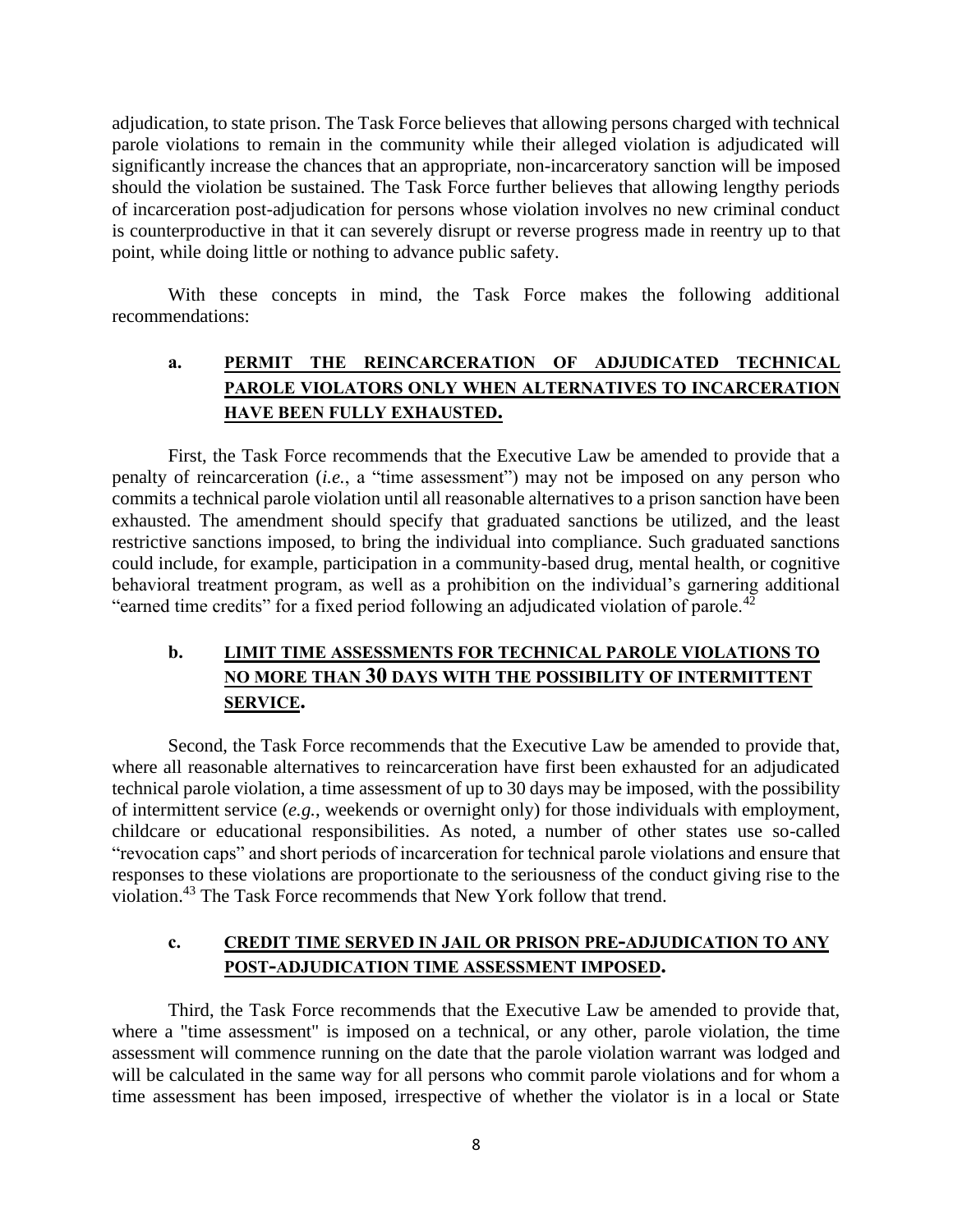adjudication, to state prison. The Task Force believes that allowing persons charged with technical parole violations to remain in the community while their alleged violation is adjudicated will significantly increase the chances that an appropriate, non-incarceratory sanction will be imposed should the violation be sustained. The Task Force further believes that allowing lengthy periods of incarceration post-adjudication for persons whose violation involves no new criminal conduct is counterproductive in that it can severely disrupt or reverse progress made in reentry up to that point, while doing little or nothing to advance public safety.

With these concepts in mind, the Task Force makes the following additional recommendations:

### a. PERMIT THE REINCARCERATION OF ADJUDICATED TECHNICAL PAROLE VIOLATORS ONLY WHEN ALTERNATIVES TO INCARCERATION HAVE BEEN FULLY EXHAUSTED.

First, the Task Force recommends that the Executive Law be amended to provide that a penalty of reincarceration (*i.e.*, a "time assessment") may not be imposed on any person who commits a technical parole violation until all reasonable alternatives to a prison sanction have been exhausted. The amendment should specify that graduated sanctions be utilized, and the least restrictive sanctions imposed, to bring the individual into compliance. Such graduated sanctions could include, for example, participation in a community-based drug, mental health, or cognitive behavioral treatment program, as well as a prohibition on the individual's garnering additional "earned time credits" for a fixed period following an adjudicated violation of parole.[42]

### b. LIMIT TIME ASSESSMENTS FOR TECHNICAL PAROLE VIOLATIONS TO NO MORE THAN 30 DAYS WITH THE POSSIBILITY OF INTERMITTENT SERVICE.

Second, the Task Force recommends that the Executive Law be amended to provide that, where all reasonable alternatives to reincarceration have first been exhausted for an adjudicated technical parole violation, a time assessment of up to 30 days may be imposed, with the possibility of intermittent service (*e.g.*, weekends or overnight only) for those individuals with employment, childcare or educational responsibilities. As noted, a number of other states use so-called "revocation caps" and short periods of incarceration for technical parole violations and ensure that responses to these violations are proportionate to the seriousness of the conduct giving rise to the violation.[43] The Task Force recommends that New York follow that trend.

### c. CREDIT TIME SERVED IN JAIL OR PRISON PRE-ADJUDICATION TO ANY POST-ADJUDICATION TIME ASSESSMENT IMPOSED.

Third, the Task Force recommends that the Executive Law be amended to provide that, where a "time assessment" is imposed on a technical, or any other, parole violation, the time assessment will commence running on the date that the parole violation warrant was lodged and will be calculated in the same way for all persons who commit parole violations and for whom a time assessment has been imposed, irrespective of whether the violator is in a local or State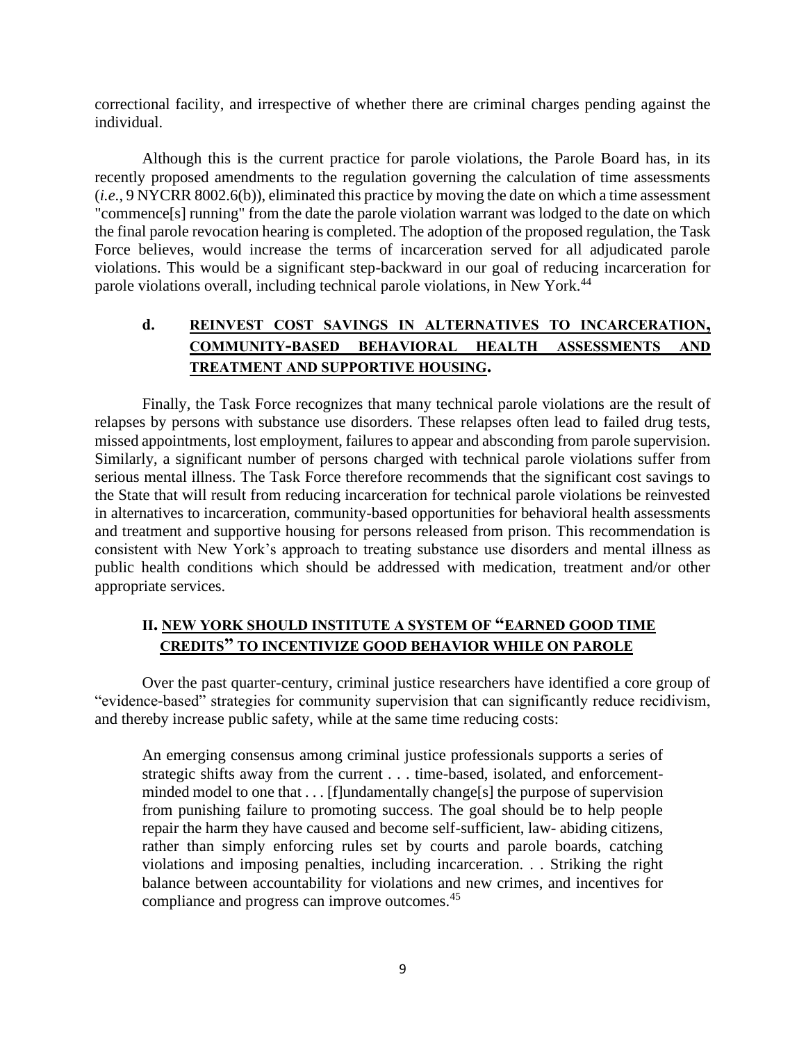correctional facility, and irrespective of whether there are criminal charges pending against the individual.

Although this is the current practice for parole violations, the Parole Board has, in its recently proposed amendments to the regulation governing the calculation of time assessments (*i.e.*, 9 NYCRR 8002.6(b)), eliminated this practice by moving the date on which a time assessment "commence[s] running" from the date the parole violation warrant was lodged to the date on which the final parole revocation hearing is completed. The adoption of the proposed regulation, the Task Force believes, would increase the terms of incarceration served for all adjudicated parole violations. This would be a significant step-backward in our goal of reducing incarceration for parole violations overall, including technical parole violations, in New York.[44]

### d. REINVEST COST SAVINGS IN ALTERNATIVES TO INCARCERATION, COMMUNITY-BASED BEHAVIORAL HEALTH ASSESSMENTS AND TREATMENT AND SUPPORTIVE HOUSING.

Finally, the Task Force recognizes that many technical parole violations are the result of relapses by persons with substance use disorders. These relapses often lead to failed drug tests, missed appointments, lost employment, failures to appear and absconding from parole supervision. Similarly, a significant number of persons charged with technical parole violations suffer from serious mental illness. The Task Force therefore recommends that the significant cost savings to the State that will result from reducing incarceration for technical parole violations be reinvested in alternatives to incarceration, community-based opportunities for behavioral health assessments and treatment and supportive housing for persons released from prison. This recommendation is consistent with New York's approach to treating substance use disorders and mental illness as public health conditions which should be addressed with medication, treatment and/or other appropriate services.

## II. NEW YORK SHOULD INSTITUTE A SYSTEM OF "EARNED GOOD TIME CREDITS" TO INCENTIVIZE GOOD BEHAVIOR WHILE ON PAROLE

Over the past quarter-century, criminal justice researchers have identified a core group of "evidence-based" strategies for community supervision that can significantly reduce recidivism, and thereby increase public safety, while at the same time reducing costs:

> An emerging consensus among criminal justice professionals supports a series of strategic shifts away from the current . . . time-based, isolated, and enforcement-minded model to one that . . . [f]undamentally change[s] the purpose of supervision from punishing failure to promoting success. The goal should be to help people repair the harm they have caused and become self-sufficient, law- abiding citizens, rather than simply enforcing rules set by courts and parole boards, catching violations and imposing penalties, including incarceration. . . Striking the right balance between accountability for violations and new crimes, and incentives for compliance and progress can improve outcomes.[45]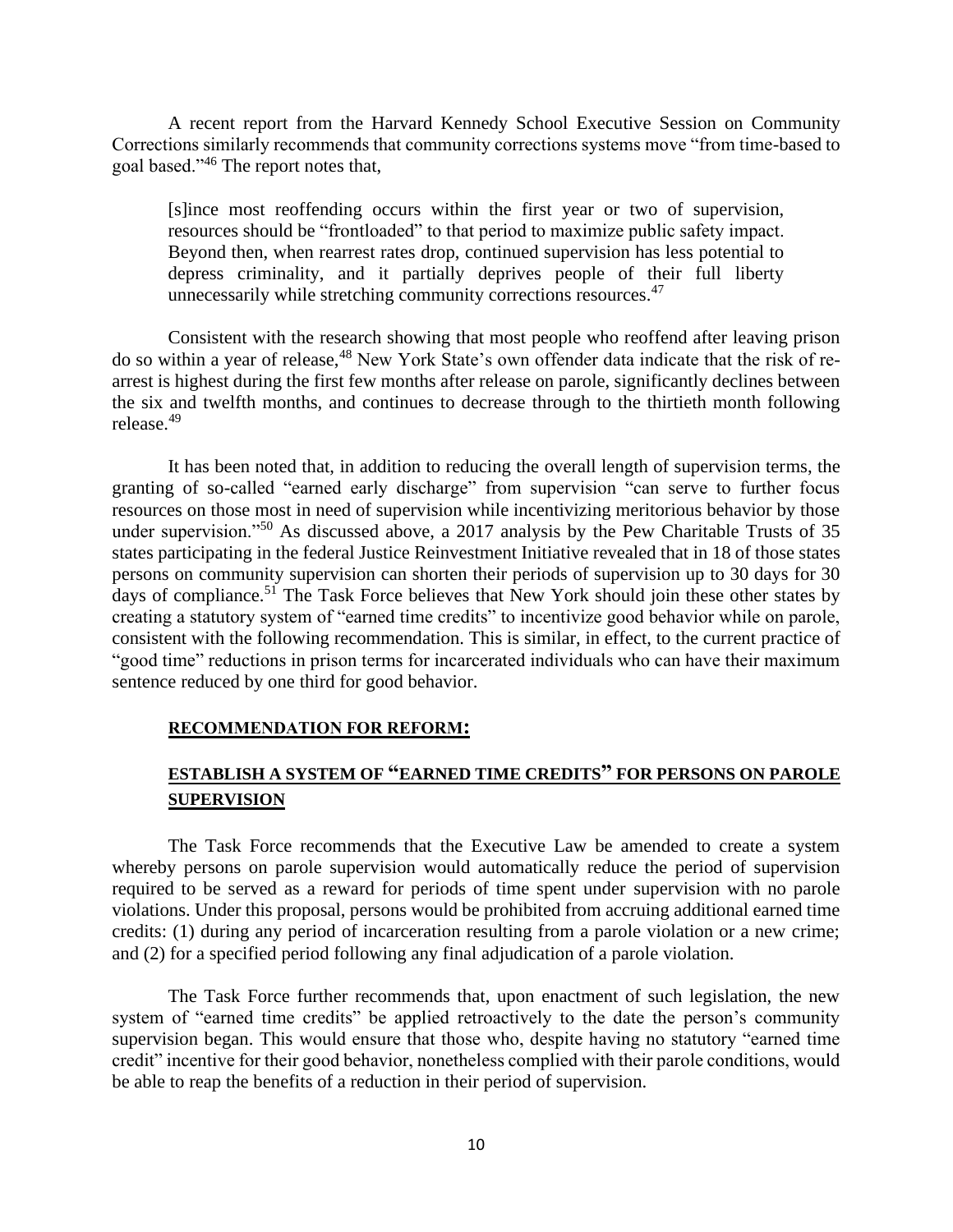A recent report from the Harvard Kennedy School Executive Session on Community Corrections similarly recommends that community corrections systems move "from time-based to goal based."[46] The report notes that,

> [s]ince most reoffending occurs within the first year or two of supervision, resources should be "frontloaded" to that period to maximize public safety impact. Beyond then, when rearrest rates drop, continued supervision has less potential to depress criminality, and it partially deprives people of their full liberty unnecessarily while stretching community corrections resources.[47]

Consistent with the research showing that most people who reoffend after leaving prison do so within a year of release,[48] New York State's own offender data indicate that the risk of re-arrest is highest during the first few months after release on parole, significantly declines between the six and twelfth months, and continues to decrease through to the thirtieth month following release.[49]

It has been noted that, in addition to reducing the overall length of supervision terms, the granting of so-called "earned early discharge" from supervision "can serve to further focus resources on those most in need of supervision while incentivizing meritorious behavior by those under supervision."[50] As discussed above, a 2017 analysis by the Pew Charitable Trusts of 35 states participating in the federal Justice Reinvestment Initiative revealed that in 18 of those states persons on community supervision can shorten their periods of supervision up to 30 days for 30 days of compliance.[51] The Task Force believes that New York should join these other states by creating a statutory system of "earned time credits" to incentivize good behavior while on parole, consistent with the following recommendation. This is similar, in effect, to the current practice of "good time" reductions in prison terms for incarcerated individuals who can have their maximum sentence reduced by one third for good behavior.

**RECOMMENDATION FOR REFORM:**

**ESTABLISH A SYSTEM OF "EARNED TIME CREDITS" FOR PERSONS ON PAROLE SUPERVISION**

The Task Force recommends that the Executive Law be amended to create a system whereby persons on parole supervision would automatically reduce the period of supervision required to be served as a reward for periods of time spent under supervision with no parole violations. Under this proposal, persons would be prohibited from accruing additional earned time credits: (1) during any period of incarceration resulting from a parole violation or a new crime; and (2) for a specified period following any final adjudication of a parole violation.

The Task Force further recommends that, upon enactment of such legislation, the new system of "earned time credits" be applied retroactively to the date the person's community supervision began. This would ensure that those who, despite having no statutory "earned time credit" incentive for their good behavior, nonetheless complied with their parole conditions, would be able to reap the benefits of a reduction in their period of supervision.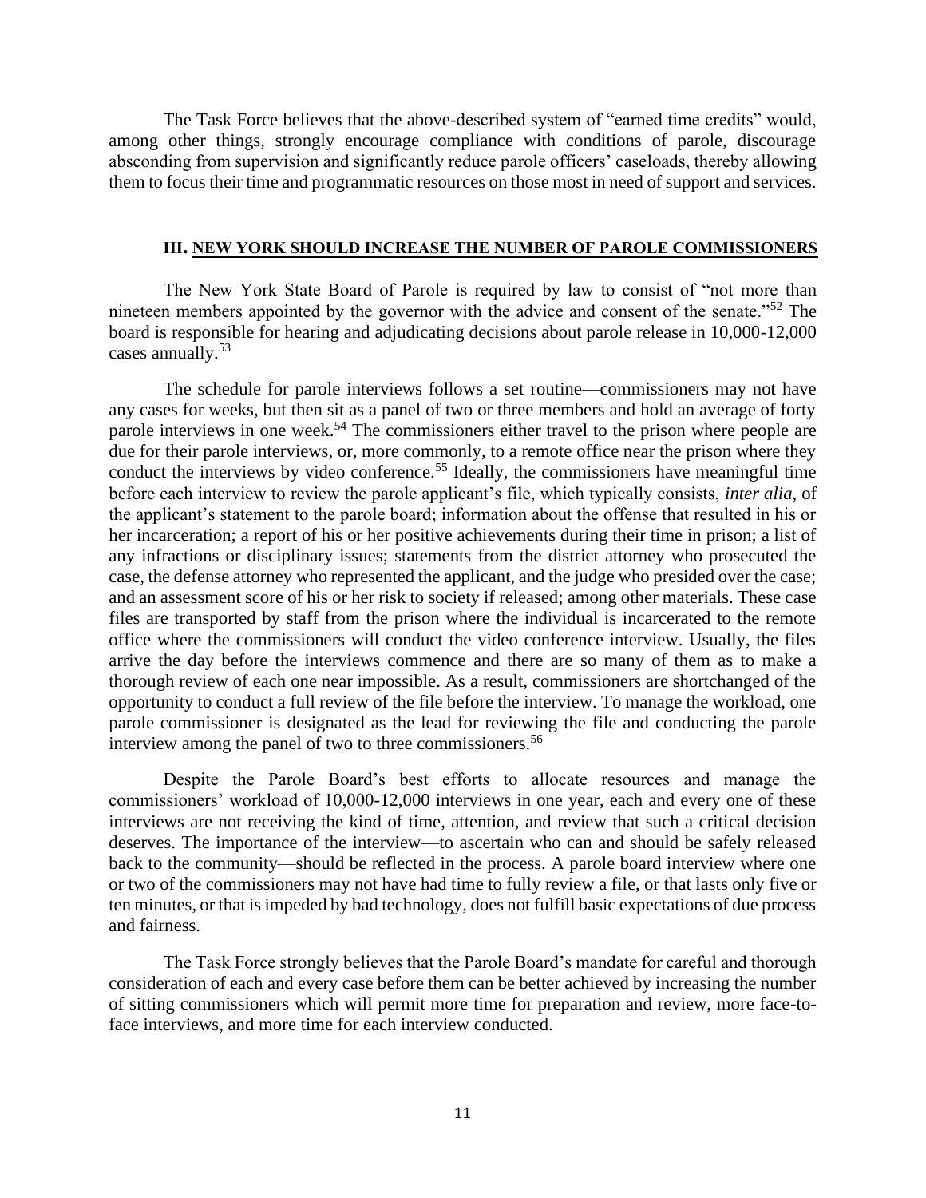The Task Force believes that the above-described system of "earned time credits" would, among other things, strongly encourage compliance with conditions of parole, discourage absconding from supervision and significantly reduce parole officers' caseloads, thereby allowing them to focus their time and programmatic resources on those most in need of support and services.

## III. NEW YORK SHOULD INCREASE THE NUMBER OF PAROLE COMMISSIONERS

The New York State Board of Parole is required by law to consist of "not more than nineteen members appointed by the governor with the advice and consent of the senate."[52] The board is responsible for hearing and adjudicating decisions about parole release in 10,000-12,000 cases annually.[53]

The schedule for parole interviews follows a set routine—commissioners may not have any cases for weeks, but then sit as a panel of two or three members and hold an average of forty parole interviews in one week.[54] The commissioners either travel to the prison where people are due for their parole interviews, or, more commonly, to a remote office near the prison where they conduct the interviews by video conference.[55] Ideally, the commissioners have meaningful time before each interview to review the parole applicant's file, which typically consists, *inter alia*, of the applicant's statement to the parole board; information about the offense that resulted in his or her incarceration; a report of his or her positive achievements during their time in prison; a list of any infractions or disciplinary issues; statements from the district attorney who prosecuted the case, the defense attorney who represented the applicant, and the judge who presided over the case; and an assessment score of his or her risk to society if released; among other materials. These case files are transported by staff from the prison where the individual is incarcerated to the remote office where the commissioners will conduct the video conference interview. Usually, the files arrive the day before the interviews commence and there are so many of them as to make a thorough review of each one near impossible. As a result, commissioners are shortchanged of the opportunity to conduct a full review of the file before the interview. To manage the workload, one parole commissioner is designated as the lead for reviewing the file and conducting the parole interview among the panel of two to three commissioners.[56]

Despite the Parole Board's best efforts to allocate resources and manage the commissioners' workload of 10,000-12,000 interviews in one year, each and every one of these interviews are not receiving the kind of time, attention, and review that such a critical decision deserves. The importance of the interview—to ascertain who can and should be safely released back to the community—should be reflected in the process. A parole board interview where one or two of the commissioners may not have had time to fully review a file, or that lasts only five or ten minutes, or that is impeded by bad technology, does not fulfill basic expectations of due process and fairness.

The Task Force strongly believes that the Parole Board's mandate for careful and thorough consideration of each and every case before them can be better achieved by increasing the number of sitting commissioners which will permit more time for preparation and review, more face-to-face interviews, and more time for each interview conducted.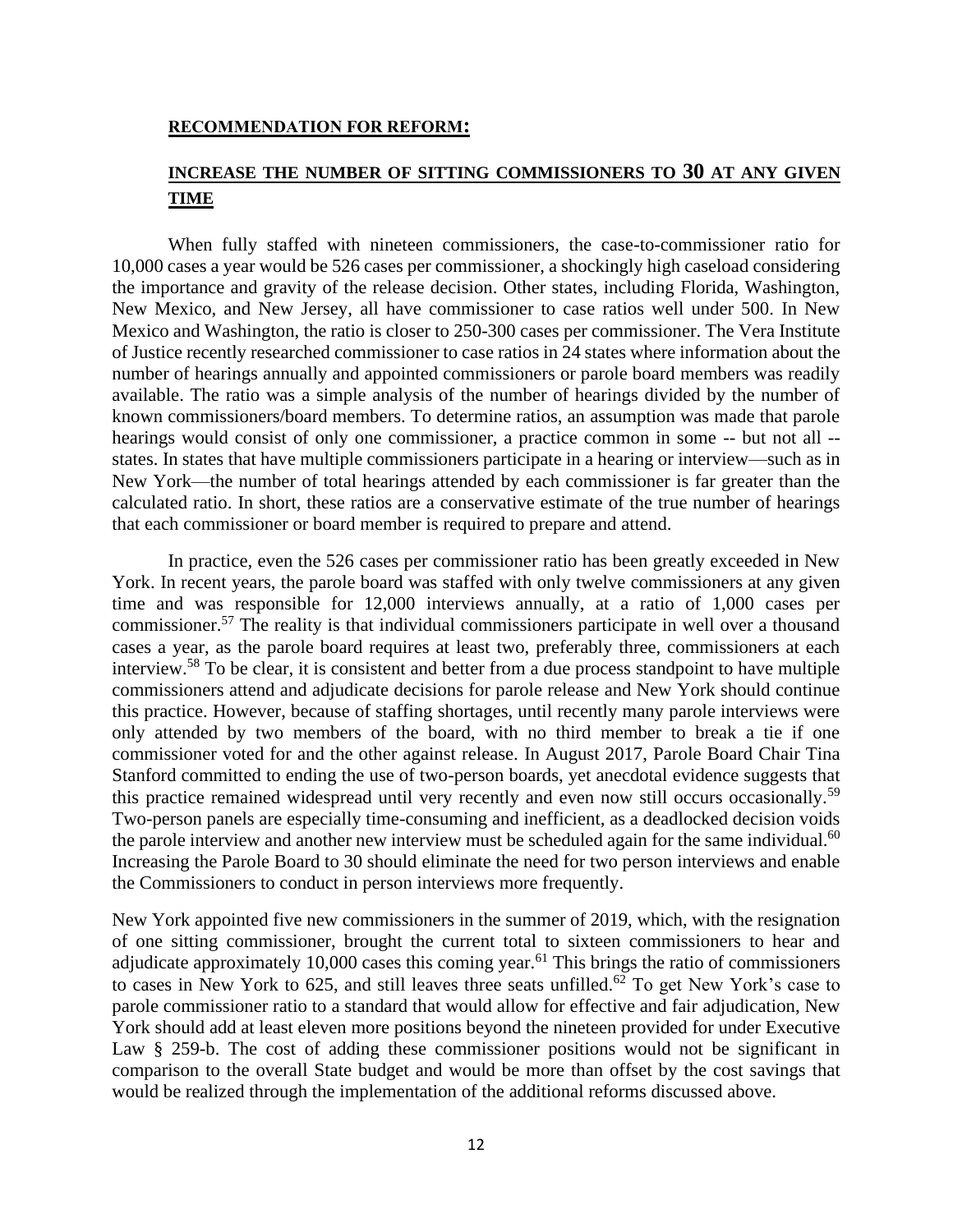**RECOMMENDATION FOR REFORM:**

## INCREASE THE NUMBER OF SITTING COMMISSIONERS TO 30 AT ANY GIVEN TIME

When fully staffed with nineteen commissioners, the case-to-commissioner ratio for 10,000 cases a year would be 526 cases per commissioner, a shockingly high caseload considering the importance and gravity of the release decision. Other states, including Florida, Washington, New Mexico, and New Jersey, all have commissioner to case ratios well under 500. In New Mexico and Washington, the ratio is closer to 250-300 cases per commissioner. The Vera Institute of Justice recently researched commissioner to case ratios in 24 states where information about the number of hearings annually and appointed commissioners or parole board members was readily available. The ratio was a simple analysis of the number of hearings divided by the number of known commissioners/board members. To determine ratios, an assumption was made that parole hearings would consist of only one commissioner, a practice common in some -- but not all -- states. In states that have multiple commissioners participate in a hearing or interview—such as in New York—the number of total hearings attended by each commissioner is far greater than the calculated ratio. In short, these ratios are a conservative estimate of the true number of hearings that each commissioner or board member is required to prepare and attend.

In practice, even the 526 cases per commissioner ratio has been greatly exceeded in New York. In recent years, the parole board was staffed with only twelve commissioners at any given time and was responsible for 12,000 interviews annually, at a ratio of 1,000 cases per commissioner.[57] The reality is that individual commissioners participate in well over a thousand cases a year, as the parole board requires at least two, preferably three, commissioners at each interview.[58] To be clear, it is consistent and better from a due process standpoint to have multiple commissioners attend and adjudicate decisions for parole release and New York should continue this practice. However, because of staffing shortages, until recently many parole interviews were only attended by two members of the board, with no third member to break a tie if one commissioner voted for and the other against release. In August 2017, Parole Board Chair Tina Stanford committed to ending the use of two-person boards, yet anecdotal evidence suggests that this practice remained widespread until very recently and even now still occurs occasionally.[59] Two-person panels are especially time-consuming and inefficient, as a deadlocked decision voids the parole interview and another new interview must be scheduled again for the same individual.[60] Increasing the Parole Board to 30 should eliminate the need for two person interviews and enable the Commissioners to conduct in person interviews more frequently.

New York appointed five new commissioners in the summer of 2019, which, with the resignation of one sitting commissioner, brought the current total to sixteen commissioners to hear and adjudicate approximately 10,000 cases this coming year.[61] This brings the ratio of commissioners to cases in New York to 625, and still leaves three seats unfilled.[62] To get New York's case to parole commissioner ratio to a standard that would allow for effective and fair adjudication, New York should add at least eleven more positions beyond the nineteen provided for under Executive Law § 259-b. The cost of adding these commissioner positions would not be significant in comparison to the overall State budget and would be more than offset by the cost savings that would be realized through the implementation of the additional reforms discussed above.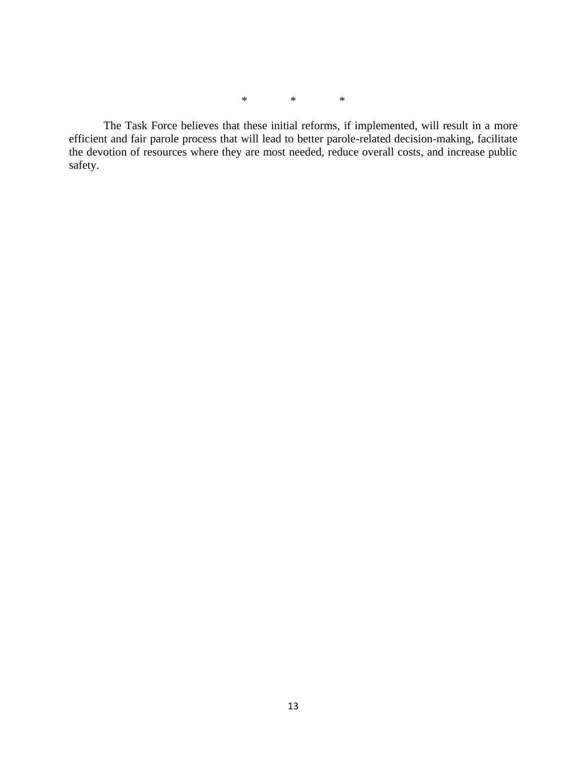\*   \*   \*

The Task Force believes that these initial reforms, if implemented, will result in a more efficient and fair parole process that will lead to better parole-related decision-making, facilitate the devotion of resources where they are most needed, reduce overall costs, and increase public safety.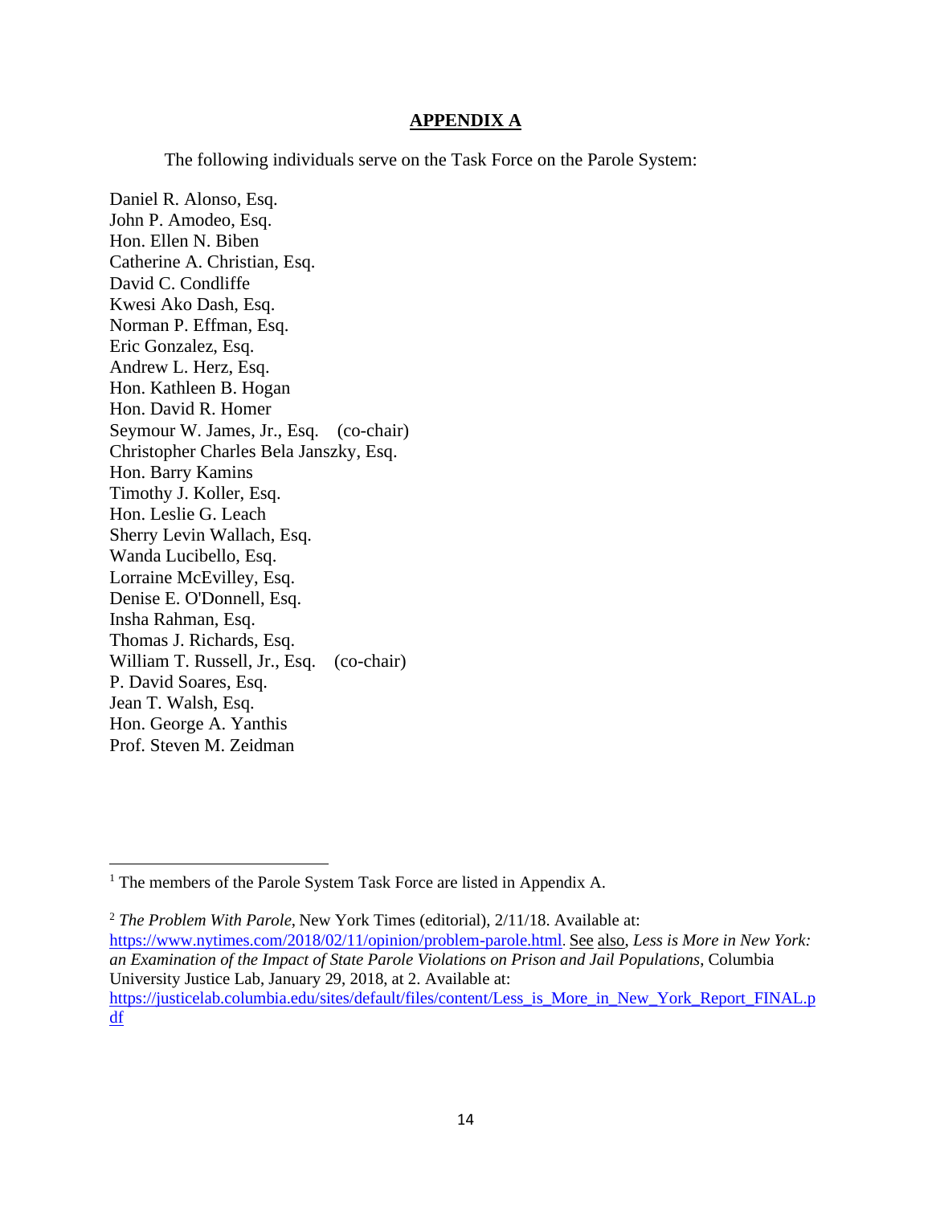## APPENDIX A

The following individuals serve on the Task Force on the Parole System:

Daniel R. Alonso, Esq.
John P. Amodeo, Esq.
Hon. Ellen N. Biben
Catherine A. Christian, Esq.
David C. Condliffe
Kwesi Ako Dash, Esq.
Norman P. Effman, Esq.
Eric Gonzalez, Esq.
Andrew L. Herz, Esq.
Hon. Kathleen B. Hogan
Hon. David R. Homer
Seymour W. James, Jr., Esq. (co-chair)
Christopher Charles Bela Janszky, Esq.
Hon. Barry Kamins
Timothy J. Koller, Esq.
Hon. Leslie G. Leach
Sherry Levin Wallach, Esq.
Wanda Lucibello, Esq.
Lorraine McEvilley, Esq.
Denise E. O'Donnell, Esq.
Insha Rahman, Esq.
Thomas J. Richards, Esq.
William T. Russell, Jr., Esq. (co-chair)
P. David Soares, Esq.
Jean T. Walsh, Esq.
Hon. George A. Yanthis
Prof. Steven M. Zeidman

---

[1] The members of the Parole System Task Force are listed in Appendix A.

[2] *The Problem With Parole*, New York Times (editorial), 2/11/18. Available at: https://www.nytimes.com/2018/02/11/opinion/problem-parole.html. See also, *Less is More in New York: an Examination of the Impact of State Parole Violations on Prison and Jail Populations*, Columbia University Justice Lab, January 29, 2018, at 2. Available at: https://justicelab.columbia.edu/sites/default/files/content/Less_is_More_in_New_York_Report_FINAL.pdf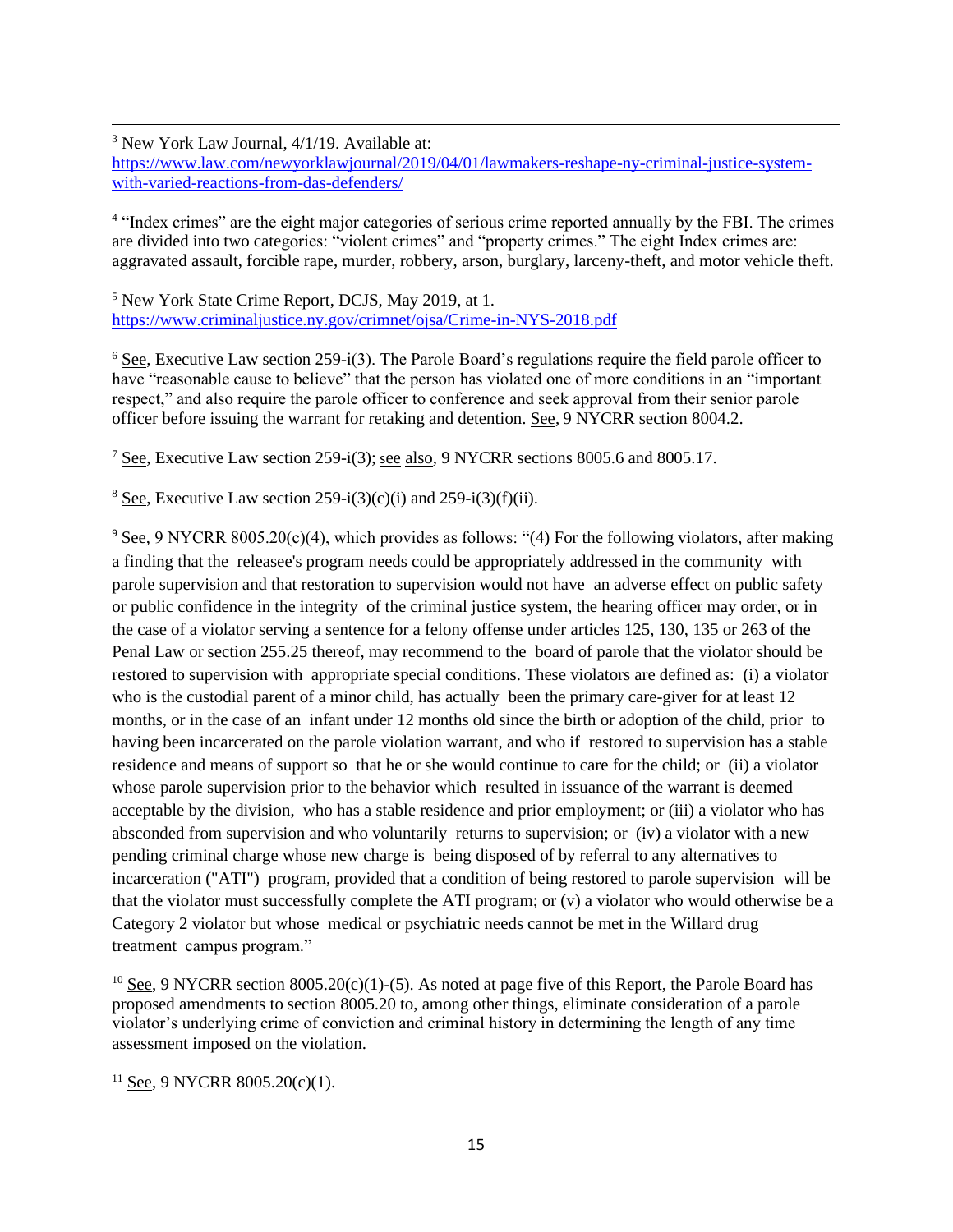[3] New York Law Journal, 4/1/19. Available at: https://www.law.com/newyorklawjournal/2019/04/01/lawmakers-reshape-ny-criminal-justice-system-with-varied-reactions-from-das-defenders/

[4] "Index crimes" are the eight major categories of serious crime reported annually by the FBI. The crimes are divided into two categories: "violent crimes" and "property crimes." The eight Index crimes are: aggravated assault, forcible rape, murder, robbery, arson, burglary, larceny-theft, and motor vehicle theft.

[5] New York State Crime Report, DCJS, May 2019, at 1. https://www.criminaljustice.ny.gov/crimnet/ojsa/Crime-in-NYS-2018.pdf

[6] See, Executive Law section 259-i(3). The Parole Board's regulations require the field parole officer to have "reasonable cause to believe" that the person has violated one of more conditions in an "important respect," and also require the parole officer to conference and seek approval from their senior parole officer before issuing the warrant for retaking and detention. See, 9 NYCRR section 8004.2.

[7] See, Executive Law section 259-i(3); see also, 9 NYCRR sections 8005.6 and 8005.17.

[8] See, Executive Law section 259-i(3)(c)(i) and 259-i(3)(f)(ii).

[9] See, 9 NYCRR 8005.20(c)(4), which provides as follows: "(4) For the following violators, after making a finding that the releasee's program needs could be appropriately addressed in the community with parole supervision and that restoration to supervision would not have an adverse effect on public safety or public confidence in the integrity of the criminal justice system, the hearing officer may order, or in the case of a violator serving a sentence for a felony offense under articles 125, 130, 135 or 263 of the Penal Law or section 255.25 thereof, may recommend to the board of parole that the violator should be restored to supervision with appropriate special conditions. These violators are defined as: (i) a violator who is the custodial parent of a minor child, has actually been the primary care-giver for at least 12 months, or in the case of an infant under 12 months old since the birth or adoption of the child, prior to having been incarcerated on the parole violation warrant, and who if restored to supervision has a stable residence and means of support so that he or she would continue to care for the child; or (ii) a violator whose parole supervision prior to the behavior which resulted in issuance of the warrant is deemed acceptable by the division, who has a stable residence and prior employment; or (iii) a violator who has absconded from supervision and who voluntarily returns to supervision; or (iv) a violator with a new pending criminal charge whose new charge is being disposed of by referral to any alternatives to incarceration ("ATI") program, provided that a condition of being restored to parole supervision will be that the violator must successfully complete the ATI program; or (v) a violator who would otherwise be a Category 2 violator but whose medical or psychiatric needs cannot be met in the Willard drug treatment campus program."

[10] See, 9 NYCRR section 8005.20(c)(1)-(5). As noted at page five of this Report, the Parole Board has proposed amendments to section 8005.20 to, among other things, eliminate consideration of a parole violator's underlying crime of conviction and criminal history in determining the length of any time assessment imposed on the violation.

[11] See, 9 NYCRR 8005.20(c)(1).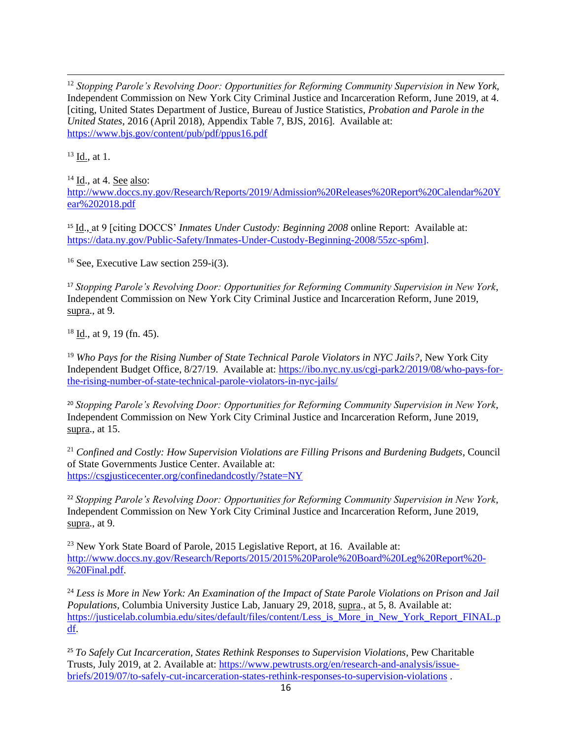[12] *Stopping Parole's Revolving Door: Opportunities for Reforming Community Supervision in New York*, Independent Commission on New York City Criminal Justice and Incarceration Reform, June 2019, at 4. [citing, United States Department of Justice, Bureau of Justice Statistics, *Probation and Parole in the United States*, 2016 (April 2018), Appendix Table 7, BJS, 2016]. Available at: https://www.bjs.gov/content/pub/pdf/ppus16.pdf

[13] Id., at 1.

[14] Id., at 4. See also: http://www.doccs.ny.gov/Research/Reports/2019/Admission%20Releases%20Report%20Calendar%20Year%202018.pdf

[15] Id., at 9 [citing DOCCS' *Inmates Under Custody: Beginning 2008* online Report: Available at: https://data.ny.gov/Public-Safety/Inmates-Under-Custody-Beginning-2008/55zc-sp6m].

[16] See, Executive Law section 259-i(3).

[17] *Stopping Parole's Revolving Door: Opportunities for Reforming Community Supervision in New York*, Independent Commission on New York City Criminal Justice and Incarceration Reform, June 2019, supra., at 9.

[18] Id., at 9, 19 (fn. 45).

[19] *Who Pays for the Rising Number of State Technical Parole Violators in NYC Jails?*, New York City Independent Budget Office, 8/27/19. Available at: https://ibo.nyc.ny.us/cgi-park2/2019/08/who-pays-for-the-rising-number-of-state-technical-parole-violators-in-nyc-jails/

[20] *Stopping Parole's Revolving Door: Opportunities for Reforming Community Supervision in New York*, Independent Commission on New York City Criminal Justice and Incarceration Reform, June 2019, supra., at 15.

[21] *Confined and Costly: How Supervision Violations are Filling Prisons and Burdening Budgets*, Council of State Governments Justice Center. Available at: https://csgjusticecenter.org/confinedandcostly/?state=NY

[22] *Stopping Parole's Revolving Door: Opportunities for Reforming Community Supervision in New York*, Independent Commission on New York City Criminal Justice and Incarceration Reform, June 2019, supra., at 9.

[23] New York State Board of Parole, 2015 Legislative Report, at 16. Available at: http://www.doccs.ny.gov/Research/Reports/2015/2015%20Parole%20Board%20Leg%20Report%20-%20Final.pdf.

[24] *Less is More in New York: An Examination of the Impact of State Parole Violations on Prison and Jail Populations*, Columbia University Justice Lab, January 29, 2018, supra., at 5, 8. Available at: https://justicelab.columbia.edu/sites/default/files/content/Less_is_More_in_New_York_Report_FINAL.pdf.

[25] *To Safely Cut Incarceration, States Rethink Responses to Supervision Violations*, Pew Charitable Trusts, July 2019, at 2. Available at: https://www.pewtrusts.org/en/research-and-analysis/issue-briefs/2019/07/to-safely-cut-incarceration-states-rethink-responses-to-supervision-violations .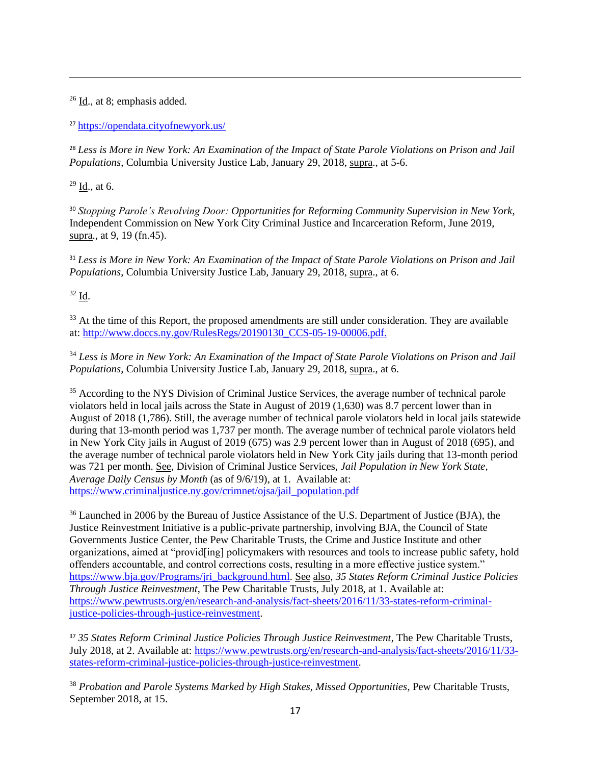[26] Id., at 8; emphasis added.

[27] https://opendata.cityofnewyork.us/

[28] *Less is More in New York: An Examination of the Impact of State Parole Violations on Prison and Jail Populations*, Columbia University Justice Lab, January 29, 2018, supra., at 5-6.

[29] Id., at 6.

[30] *Stopping Parole's Revolving Door: Opportunities for Reforming Community Supervision in New York*, Independent Commission on New York City Criminal Justice and Incarceration Reform, June 2019, supra., at 9, 19 (fn.45).

[31] *Less is More in New York: An Examination of the Impact of State Parole Violations on Prison and Jail Populations*, Columbia University Justice Lab, January 29, 2018, supra., at 6.

[32] Id.

[33] At the time of this Report, the proposed amendments are still under consideration. They are available at: http://www.doccs.ny.gov/RulesRegs/20190130_CCS-05-19-00006.pdf.

[34] *Less is More in New York: An Examination of the Impact of State Parole Violations on Prison and Jail Populations*, Columbia University Justice Lab, January 29, 2018, supra., at 6.

[35] According to the NYS Division of Criminal Justice Services, the average number of technical parole violators held in local jails across the State in August of 2019 (1,630) was 8.7 percent lower than in August of 2018 (1,786). Still, the average number of technical parole violators held in local jails statewide during that 13-month period was 1,737 per month. The average number of technical parole violators held in New York City jails in August of 2019 (675) was 2.9 percent lower than in August of 2018 (695), and the average number of technical parole violators held in New York City jails during that 13-month period was 721 per month. See, Division of Criminal Justice Services, *Jail Population in New York State, Average Daily Census by Month* (as of 9/6/19), at 1. Available at: https://www.criminaljustice.ny.gov/crimnet/ojsa/jail_population.pdf

[36] Launched in 2006 by the Bureau of Justice Assistance of the U.S. Department of Justice (BJA), the Justice Reinvestment Initiative is a public-private partnership, involving BJA, the Council of State Governments Justice Center, the Pew Charitable Trusts, the Crime and Justice Institute and other organizations, aimed at "provid[ing] policymakers with resources and tools to increase public safety, hold offenders accountable, and control corrections costs, resulting in a more effective justice system." https://www.bja.gov/Programs/jri_background.html. See also, *35 States Reform Criminal Justice Policies Through Justice Reinvestment*, The Pew Charitable Trusts, July 2018, at 1. Available at: https://www.pewtrusts.org/en/research-and-analysis/fact-sheets/2016/11/33-states-reform-criminal-justice-policies-through-justice-reinvestment.

[37] *35 States Reform Criminal Justice Policies Through Justice Reinvestment*, The Pew Charitable Trusts, July 2018, at 2. Available at: https://www.pewtrusts.org/en/research-and-analysis/fact-sheets/2016/11/33-states-reform-criminal-justice-policies-through-justice-reinvestment.

[38] *Probation and Parole Systems Marked by High Stakes, Missed Opportunities*, Pew Charitable Trusts, September 2018, at 15.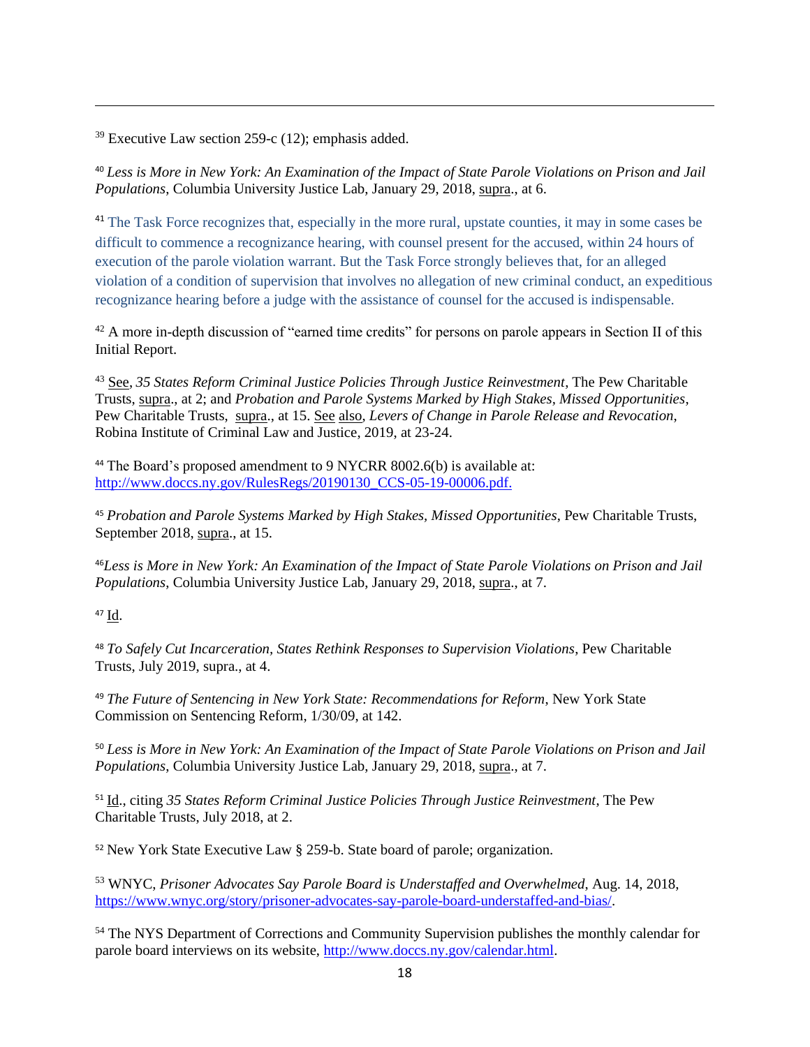---

[39] Executive Law section 259-c (12); emphasis added.

[40] *Less is More in New York: An Examination of the Impact of State Parole Violations on Prison and Jail Populations*, Columbia University Justice Lab, January 29, 2018, supra., at 6.

[41] The Task Force recognizes that, especially in the more rural, upstate counties, it may in some cases be difficult to commence a recognizance hearing, with counsel present for the accused, within 24 hours of execution of the parole violation warrant. But the Task Force strongly believes that, for an alleged violation of a condition of supervision that involves no allegation of new criminal conduct, an expeditious recognizance hearing before a judge with the assistance of counsel for the accused is indispensable.

[42] A more in-depth discussion of "earned time credits" for persons on parole appears in Section II of this Initial Report.

[43] See, *35 States Reform Criminal Justice Policies Through Justice Reinvestment*, The Pew Charitable Trusts, supra., at 2; and *Probation and Parole Systems Marked by High Stakes, Missed Opportunities*, Pew Charitable Trusts, supra., at 15. See also, *Levers of Change in Parole Release and Revocation*, Robina Institute of Criminal Law and Justice, 2019, at 23-24.

[44] The Board's proposed amendment to 9 NYCRR 8002.6(b) is available at: http://www.doccs.ny.gov/RulesRegs/20190130_CCS-05-19-00006.pdf.

[45] *Probation and Parole Systems Marked by High Stakes, Missed Opportunities*, Pew Charitable Trusts, September 2018, supra., at 15.

[46] *Less is More in New York: An Examination of the Impact of State Parole Violations on Prison and Jail Populations*, Columbia University Justice Lab, January 29, 2018, supra., at 7.

[47] Id.

[48] *To Safely Cut Incarceration, States Rethink Responses to Supervision Violations*, Pew Charitable Trusts, July 2019, supra., at 4.

[49] *The Future of Sentencing in New York State: Recommendations for Reform*, New York State Commission on Sentencing Reform, 1/30/09, at 142.

[50] *Less is More in New York: An Examination of the Impact of State Parole Violations on Prison and Jail Populations*, Columbia University Justice Lab, January 29, 2018, supra., at 7.

[51] Id., citing *35 States Reform Criminal Justice Policies Through Justice Reinvestment*, The Pew Charitable Trusts, July 2018, at 2.

[52] New York State Executive Law § 259-b. State board of parole; organization.

[53] WNYC, *Prisoner Advocates Say Parole Board is Understaffed and Overwhelmed*, Aug. 14, 2018, https://www.wnyc.org/story/prisoner-advocates-say-parole-board-understaffed-and-bias/.

[54] The NYS Department of Corrections and Community Supervision publishes the monthly calendar for parole board interviews on its website, http://www.doccs.ny.gov/calendar.html.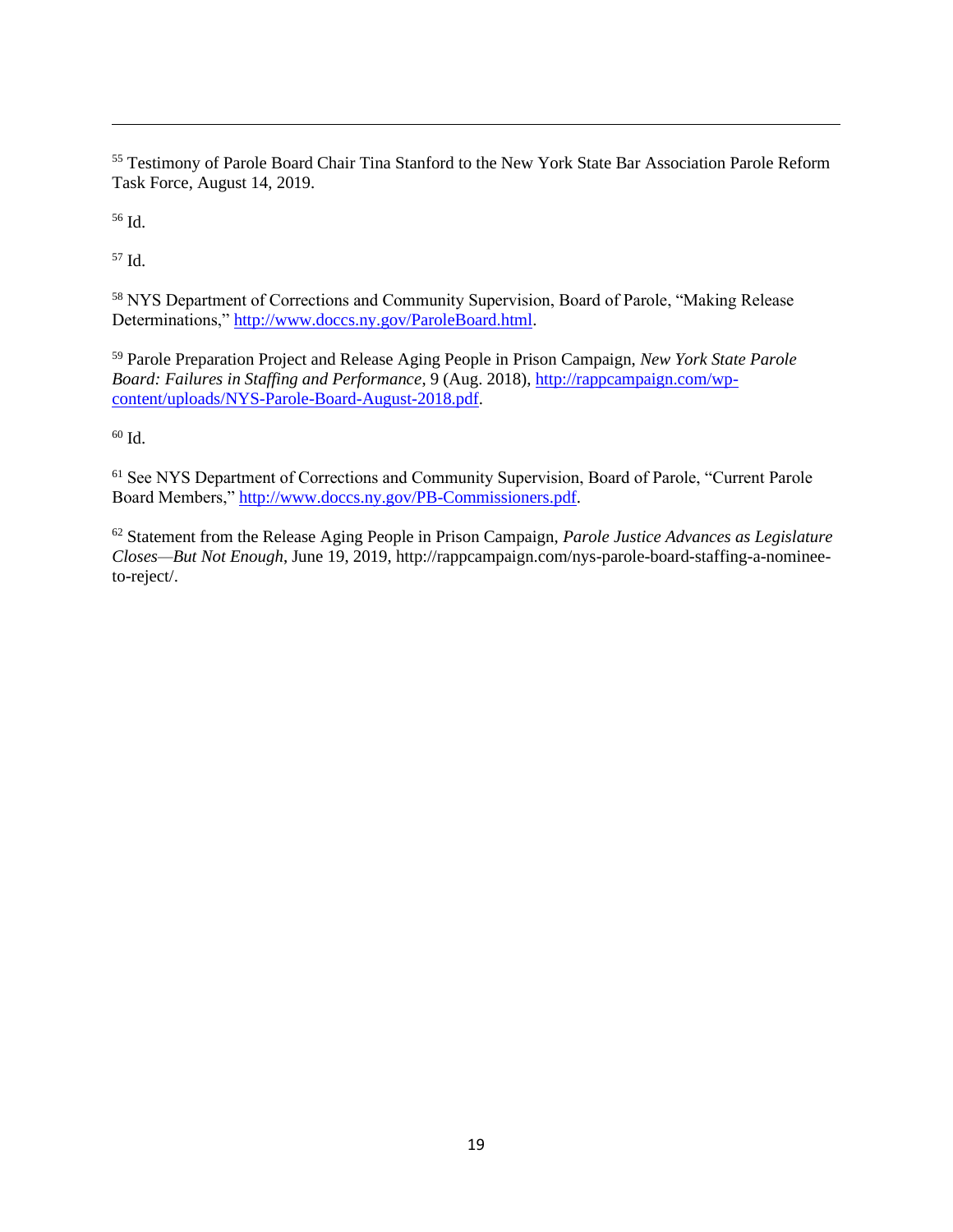[55] Testimony of Parole Board Chair Tina Stanford to the New York State Bar Association Parole Reform Task Force, August 14, 2019.

[56] Id.

[57] Id.

[58] NYS Department of Corrections and Community Supervision, Board of Parole, "Making Release Determinations," http://www.doccs.ny.gov/ParoleBoard.html.

[59] Parole Preparation Project and Release Aging People in Prison Campaign, *New York State Parole Board: Failures in Staffing and Performance*, 9 (Aug. 2018), http://rappcampaign.com/wp-content/uploads/NYS-Parole-Board-August-2018.pdf.

[60] Id.

[61] See NYS Department of Corrections and Community Supervision, Board of Parole, "Current Parole Board Members," http://www.doccs.ny.gov/PB-Commissioners.pdf.

[62] Statement from the Release Aging People in Prison Campaign, *Parole Justice Advances as Legislature Closes—But Not Enough*, June 19, 2019, http://rappcampaign.com/nys-parole-board-staffing-a-nominee-to-reject/.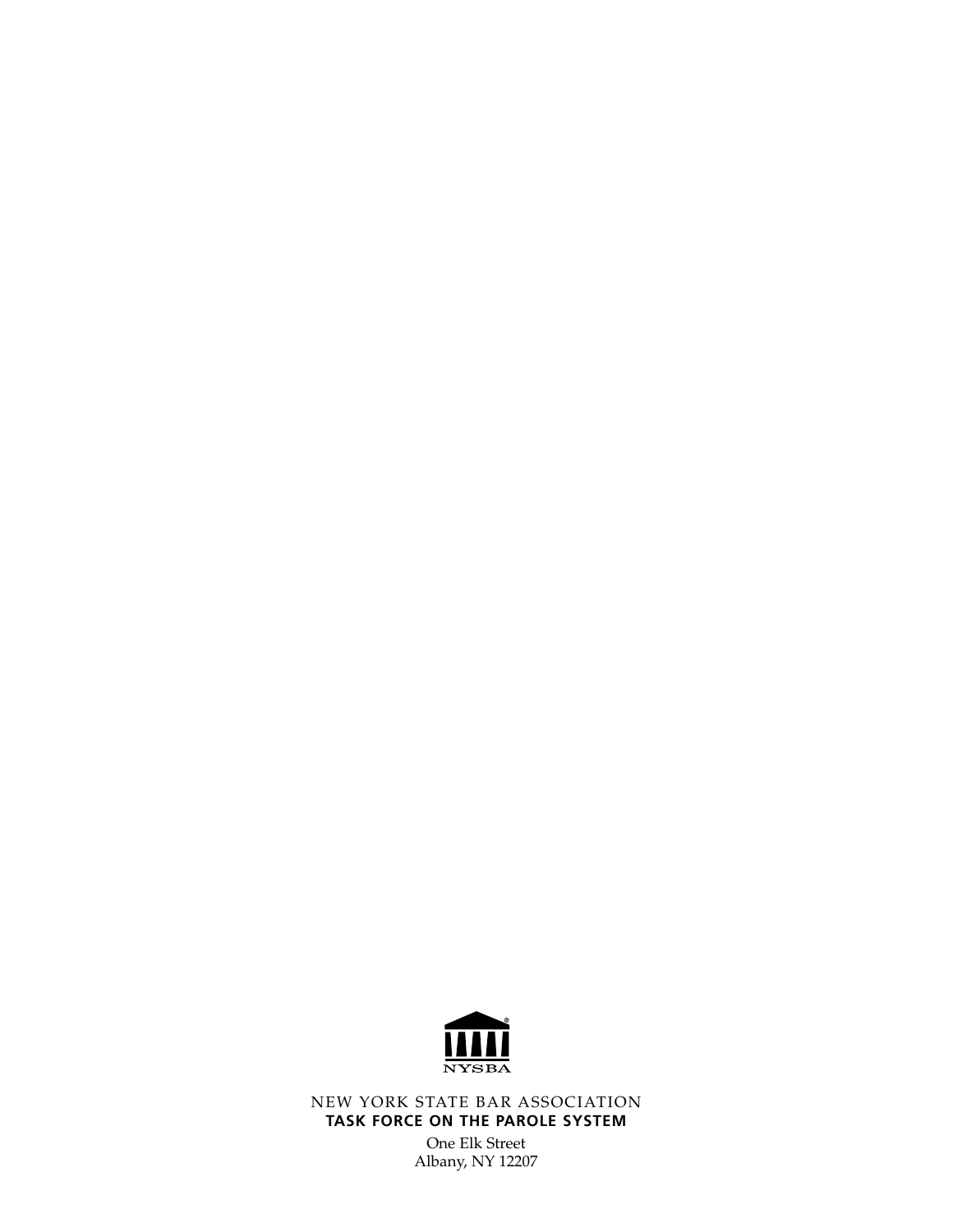NYSBA

NEW YORK STATE BAR ASSOCIATION

**TASK FORCE ON THE PAROLE SYSTEM**

One Elk Street
Albany, NY 12207